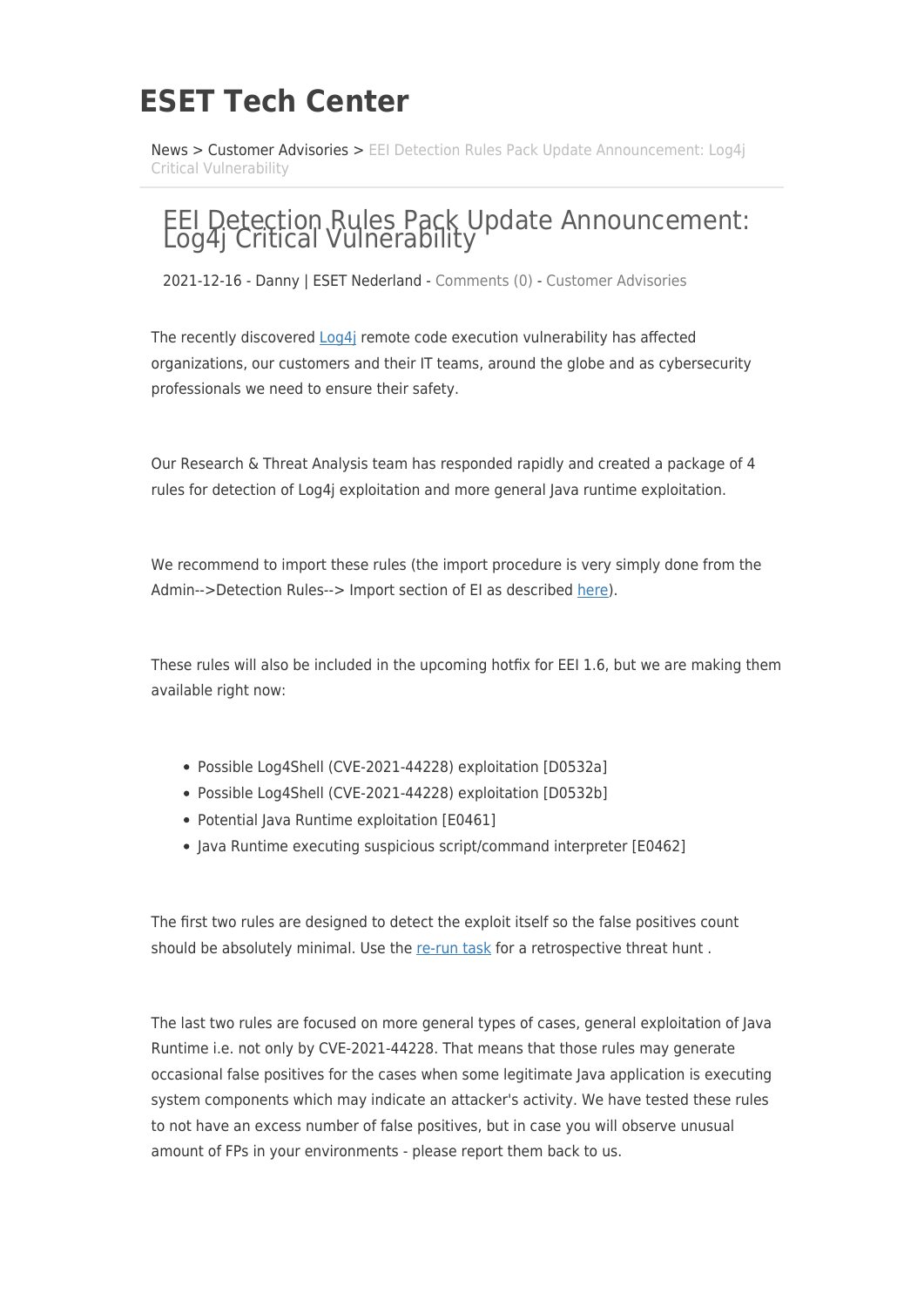# ESET Tech Center

News > Customer Advisories > EEI Detection Rules Pack Update Announcement: Log4j Critical Vulnerability

## EEI Detection Rules Pack Update Announcement: Log4j Critical Vulnerability

2021-12-16 - Danny | ESET Nederland - Comments (0) - Customer Advisories

The recently discovered Log4j remote code execution vulnerability has affected organizations, our customers and their IT teams, around the globe and as cybersecurity professionals we need to ensure their safety.

Our Research & Threat Analysis team has responded rapidly and created a package of 4 rules for detection of Log4j exploitation and more general Java runtime exploitation.

We recommend to import these rules (the import procedure is very simply done from the Admin-->Detection Rules--> Import section of EI as described here).

These rules will also be included in the upcoming hotfix for EEI 1.6, but we are making them available right now:

- Possible Log4Shell (CVE-2021-44228) exploitation [D0532a]
- Possible Log4Shell (CVE-2021-44228) exploitation [D0532b]
- Potential Java Runtime exploitation [E0461]
- Java Runtime executing suspicious script/command interpreter [E0462]

The first two rules are designed to detect the exploit itself so the false positives count should be absolutely minimal. Use the re-run task for a retrospective threat hunt .

The last two rules are focused on more general types of cases, general exploitation of Java Runtime i.e. not only by CVE-2021-44228. That means that those rules may generate occasional false positives for the cases when some legitimate Java application is executing system components which may indicate an attacker's activity. We have tested these rules to not have an excess number of false positives, but in case you will observe unusual amount of FPs in your environments - please report them back to us.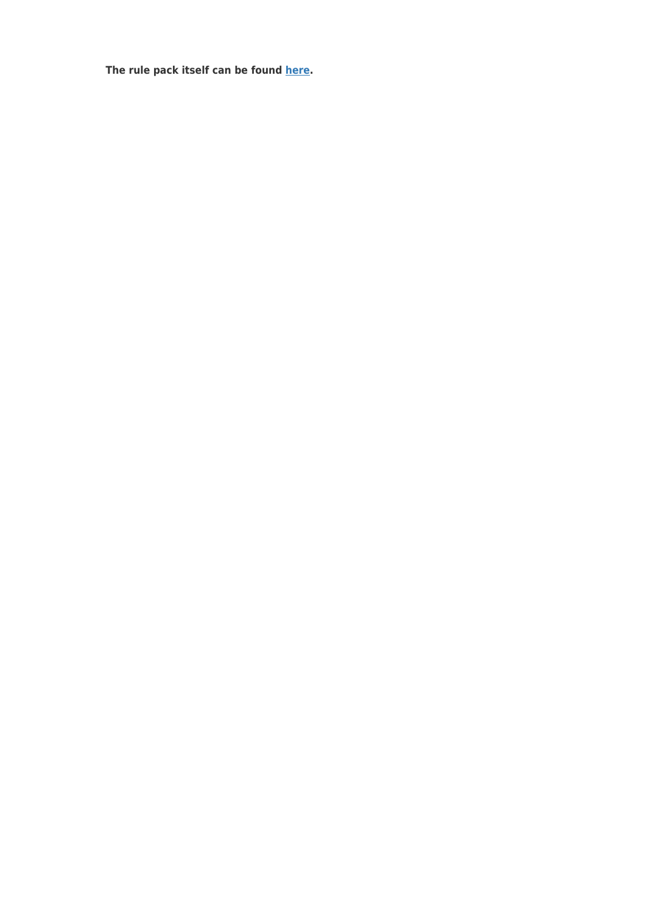**The rule pack itself can be found here.**